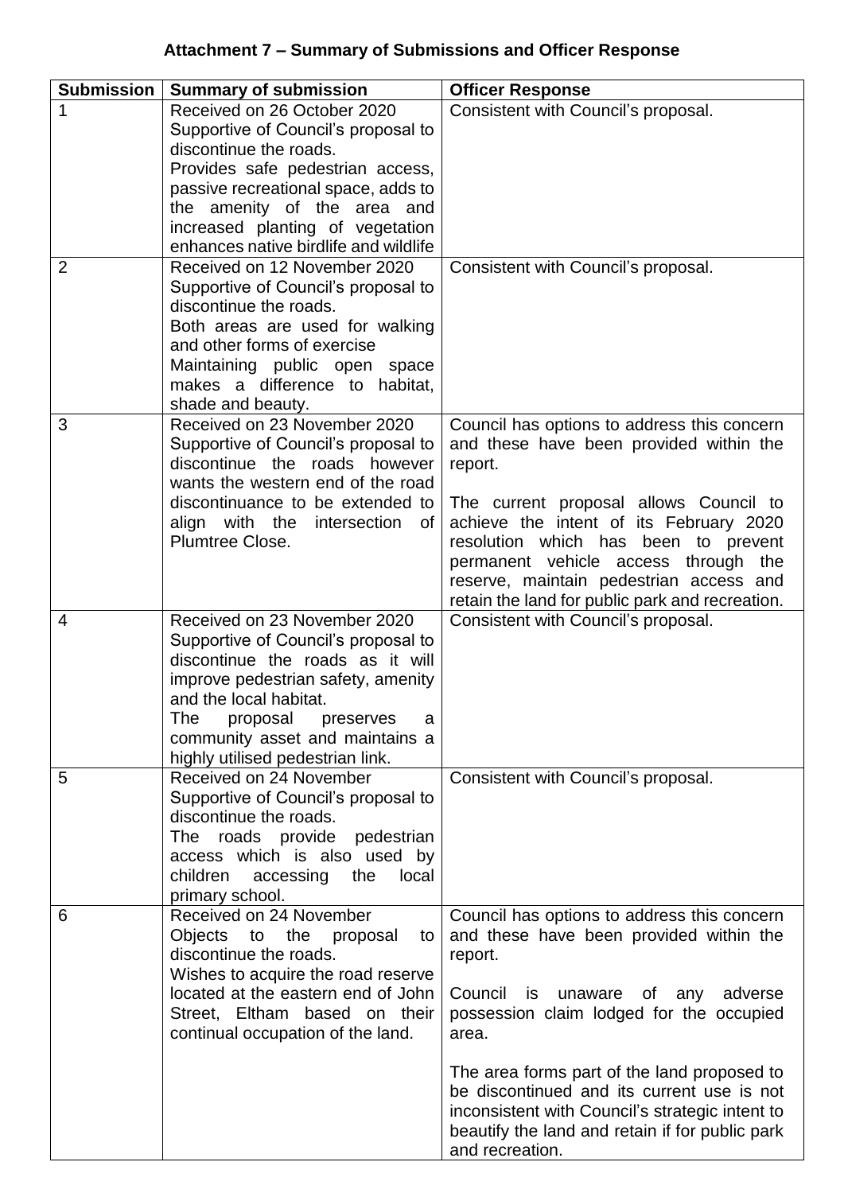**Attachment 7 – Summary of Submissions and Officer Response**

| Submission | Summary of submission | Officer Response |
|---|---|---|
| 1 | Received on 26 October 2020<br>Supportive of Council's proposal to discontinue the roads.<br>Provides safe pedestrian access, passive recreational space, adds to the amenity of the area and increased planting of vegetation enhances native birdlife and wildlife | Consistent with Council's proposal. |
| 2 | Received on 12 November 2020<br>Supportive of Council's proposal to discontinue the roads.<br>Both areas are used for walking and other forms of exercise<br>Maintaining public open space makes a difference to habitat, shade and beauty. | Consistent with Council's proposal. |
| 3 | Received on 23 November 2020<br>Supportive of Council's proposal to discontinue the roads however wants the western end of the road discontinuance to be extended to align with the intersection of Plumtree Close. | Council has options to address this concern and these have been provided within the report.<br><br>The current proposal allows Council to achieve the intent of its February 2020 resolution which has been to prevent permanent vehicle access through the reserve, maintain pedestrian access and retain the land for public park and recreation. |
| 4 | Received on 23 November 2020<br>Supportive of Council's proposal to discontinue the roads as it will improve pedestrian safety, amenity and the local habitat.<br>The proposal preserves a community asset and maintains a highly utilised pedestrian link. | Consistent with Council's proposal. |
| 5 | Received on 24 November<br>Supportive of Council's proposal to discontinue the roads.<br>The roads provide pedestrian access which is also used by children accessing the local primary school. | Consistent with Council's proposal. |
| 6 | Received on 24 November<br>Objects to the proposal to discontinue the roads.<br>Wishes to acquire the road reserve located at the eastern end of John Street, Eltham based on their continual occupation of the land. | Council has options to address this concern and these have been provided within the report.<br><br>Council is unaware of any adverse possession claim lodged for the occupied area.<br><br>The area forms part of the land proposed to be discontinued and its current use is not inconsistent with Council's strategic intent to beautify the land and retain if for public park and recreation. |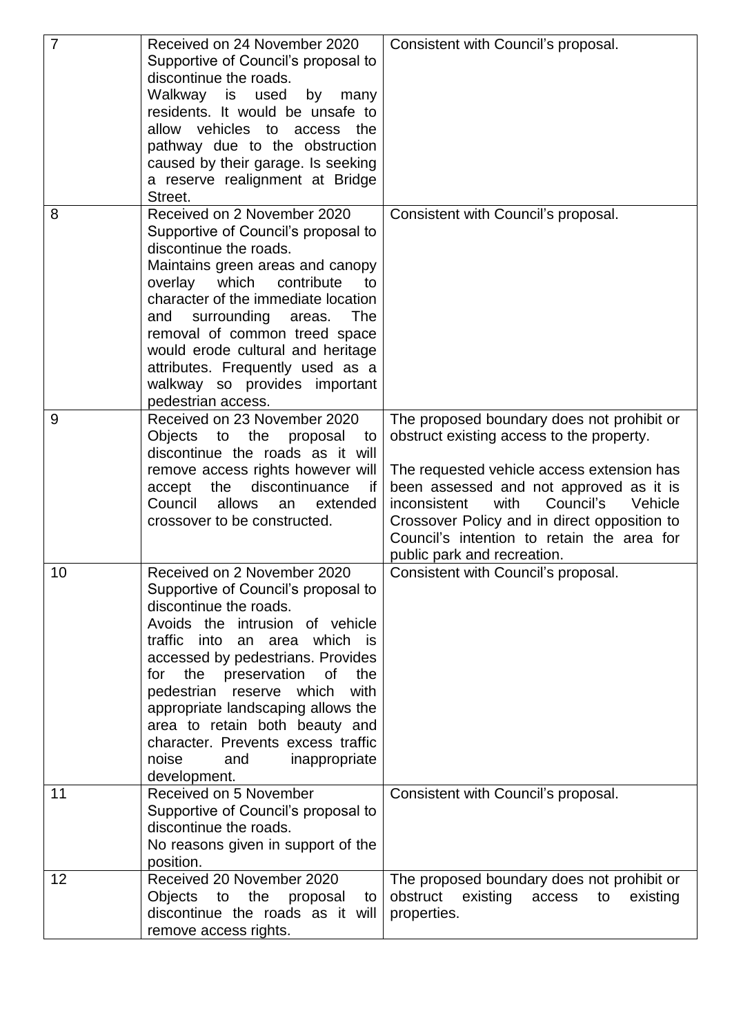| | | |
|---|---|---|
| 7 | Received on 24 November 2020<br>Supportive of Council's proposal to discontinue the roads.<br>Walkway is used by many residents. It would be unsafe to allow vehicles to access the pathway due to the obstruction caused by their garage. Is seeking a reserve realignment at Bridge Street. | Consistent with Council's proposal. |
| 8 | Received on 2 November 2020<br>Supportive of Council's proposal to discontinue the roads.<br>Maintains green areas and canopy overlay which contribute to character of the immediate location and surrounding areas. The removal of common treed space would erode cultural and heritage attributes. Frequently used as a walkway so provides important pedestrian access. | Consistent with Council's proposal. |
| 9 | Received on 23 November 2020<br>Objects to the proposal to discontinue the roads as it will remove access rights however will accept the discontinuance if Council allows an extended crossover to be constructed. | The proposed boundary does not prohibit or obstruct existing access to the property.<br><br>The requested vehicle access extension has been assessed and not approved as it is inconsistent with Council's Vehicle Crossover Policy and in direct opposition to Council's intention to retain the area for public park and recreation. |
| 10 | Received on 2 November 2020<br>Supportive of Council's proposal to discontinue the roads.<br>Avoids the intrusion of vehicle traffic into an area which is accessed by pedestrians. Provides for the preservation of the pedestrian reserve which with appropriate landscaping allows the area to retain both beauty and character. Prevents excess traffic noise and inappropriate development. | Consistent with Council's proposal. |
| 11 | Received on 5 November<br>Supportive of Council's proposal to discontinue the roads.<br>No reasons given in support of the position. | Consistent with Council's proposal. |
| 12 | Received 20 November 2020<br>Objects to the proposal to discontinue the roads as it will remove access rights. | The proposed boundary does not prohibit or obstruct existing access to existing properties. |